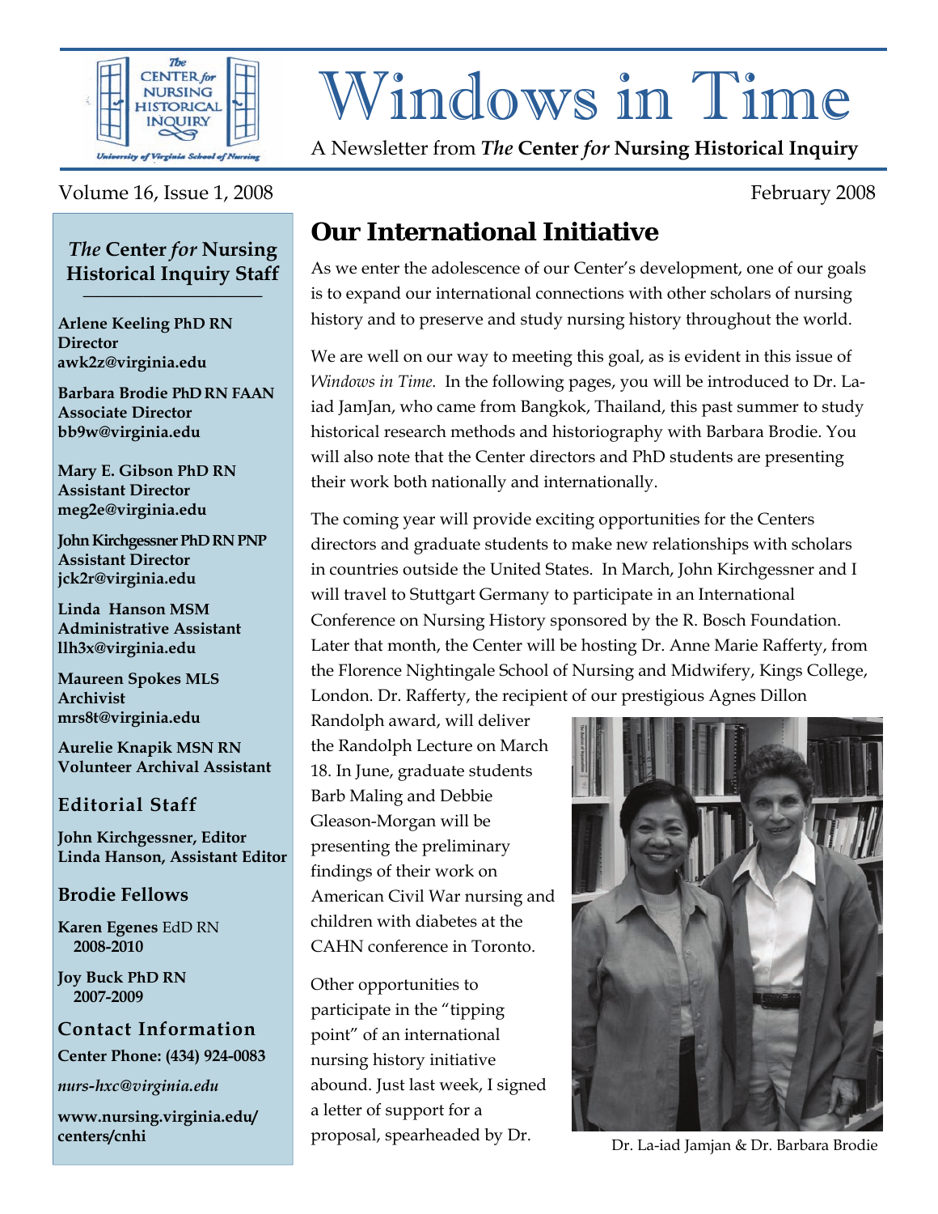# Windows in Time

A Newsletter from ***The* Center *for* Nursing Historical Inquiry**

Volume 16, Issue 1, 2008

February 2008

## Our International Initiative

As we enter the adolescence of our Center's development, one of our goals is to expand our international connections with other scholars of nursing history and to preserve and study nursing history throughout the world.

We are well on our way to meeting this goal, as is evident in this issue of *Windows in Time.* In the following pages, you will be introduced to Dr. La-iad JamJan, who came from Bangkok, Thailand, this past summer to study historical research methods and historiography with Barbara Brodie. You will also note that the Center directors and PhD students are presenting their work both nationally and internationally.

The coming year will provide exciting opportunities for the Centers directors and graduate students to make new relationships with scholars in countries outside the United States. In March, John Kirchgessner and I will travel to Stuttgart Germany to participate in an International Conference on Nursing History sponsored by the R. Bosch Foundation. Later that month, the Center will be hosting Dr. Anne Marie Rafferty, from the Florence Nightingale School of Nursing and Midwifery, Kings College, London. Dr. Rafferty, the recipient of our prestigious Agnes Dillon Randolph award, will deliver the Randolph Lecture on March 18. In June, graduate students Barb Maling and Debbie Gleason-Morgan will be presenting the preliminary findings of their work on American Civil War nursing and children with diabetes at the CAHN conference in Toronto.

Other opportunities to participate in the "tipping point" of an international nursing history initiative abound. Just last week, I signed a letter of support for a proposal, spearheaded by Dr.

Dr. La-iad Jamjan & Dr. Barbara Brodie

---

### *The* Center *for* Nursing Historical Inquiry Staff

**Arlene Keeling PhD RN**
**Director**
**awk2z@virginia.edu**

**Barbara Brodie PhD RN FAAN**
**Associate Director**
**bb9w@virginia.edu**

**Mary E. Gibson PhD RN**
**Assistant Director**
**meg2e@virginia.edu**

**John Kirchgessner PhD RN PNP**
**Assistant Director**
**jck2r@virginia.edu**

**Linda Hanson MSM**
**Administrative Assistant**
**llh3x@virginia.edu**

**Maureen Spokes MLS**
**Archivist**
**mrs8t@virginia.edu**

**Aurelie Knapik MSN RN**
**Volunteer Archival Assistant**

### Editorial Staff

**John Kirchgessner, Editor**
**Linda Hanson, Assistant Editor**

### Brodie Fellows

**Karen Egenes** EdD RN
**2008-2010**

**Joy Buck PhD RN**
**2007-2009**

### Contact Information

**Center Phone: (434) 924-0083**

***nurs-hxc@virginia.edu***

**www.nursing.virginia.edu/centers/cnhi**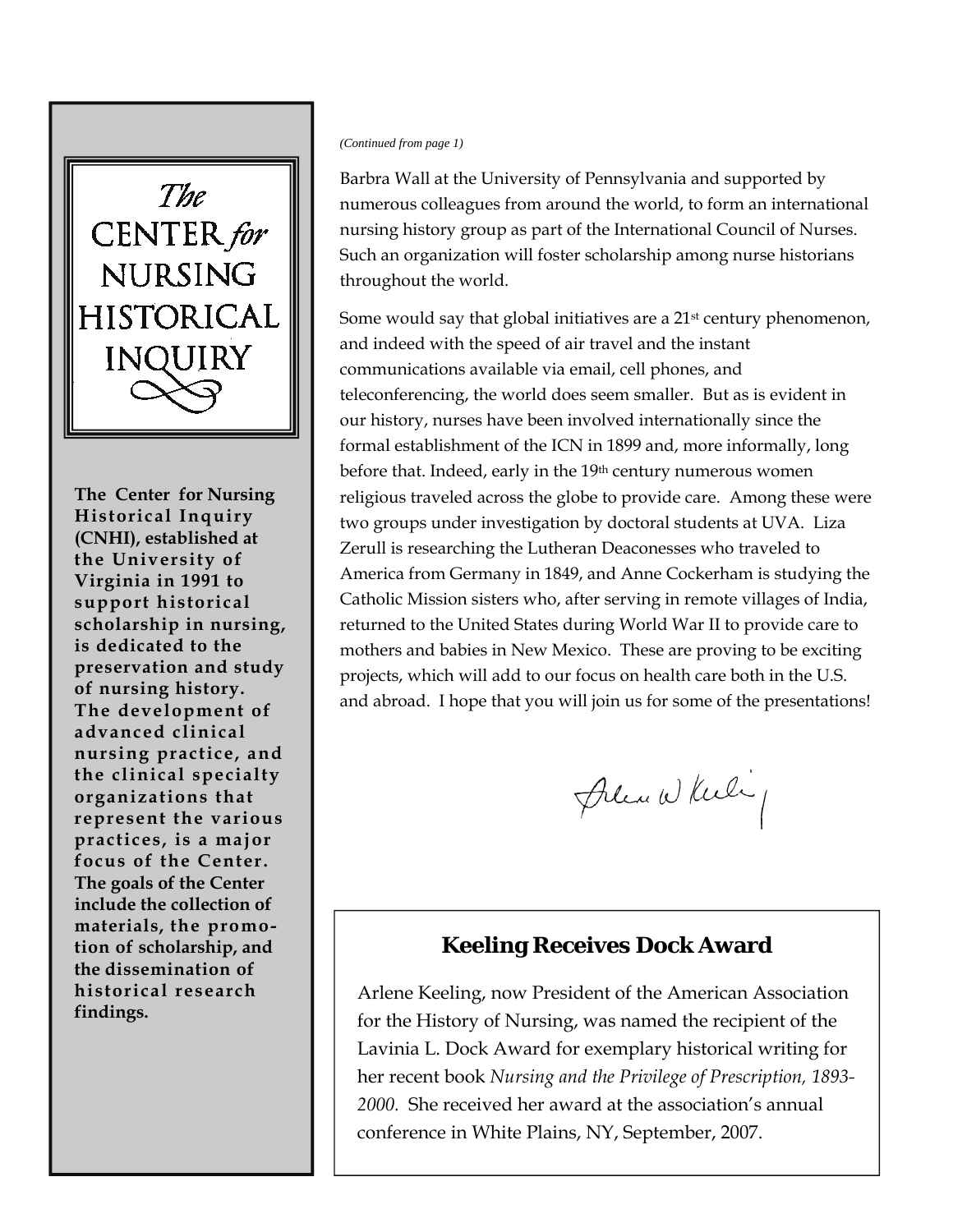**The Center for Nursing Historical Inquiry**

**The Center for Nursing Historical Inquiry (CNHI), established at the University of Virginia in 1991 to support historical scholarship in nursing, is dedicated to the preservation and study of nursing history. The development of advanced clinical nursing practice, and the clinical specialty organizations that represent the various practices, is a major focus of the Center. The goals of the Center include the collection of materials, the promotion of scholarship, and the dissemination of historical research findings.**

*(Continued from page 1)*

Barbra Wall at the University of Pennsylvania and supported by numerous colleagues from around the world, to form an international nursing history group as part of the International Council of Nurses. Such an organization will foster scholarship among nurse historians throughout the world.

Some would say that global initiatives are a 21st century phenomenon, and indeed with the speed of air travel and the instant communications available via email, cell phones, and teleconferencing, the world does seem smaller. But as is evident in our history, nurses have been involved internationally since the formal establishment of the ICN in 1899 and, more informally, long before that. Indeed, early in the 19th century numerous women religious traveled across the globe to provide care. Among these were two groups under investigation by doctoral students at UVA. Liza Zerull is researching the Lutheran Deaconesses who traveled to America from Germany in 1849, and Anne Cockerham is studying the Catholic Mission sisters who, after serving in remote villages of India, returned to the United States during World War II to provide care to mothers and babies in New Mexico. These are proving to be exciting projects, which will add to our focus on health care both in the U.S. and abroad. I hope that you will join us for some of the presentations!

## Keeling Receives Dock Award

Arlene Keeling, now President of the American Association for the History of Nursing, was named the recipient of the Lavinia L. Dock Award for exemplary historical writing for her recent book *Nursing and the Privilege of Prescription, 1893-2000.* She received her award at the association's annual conference in White Plains, NY, September, 2007.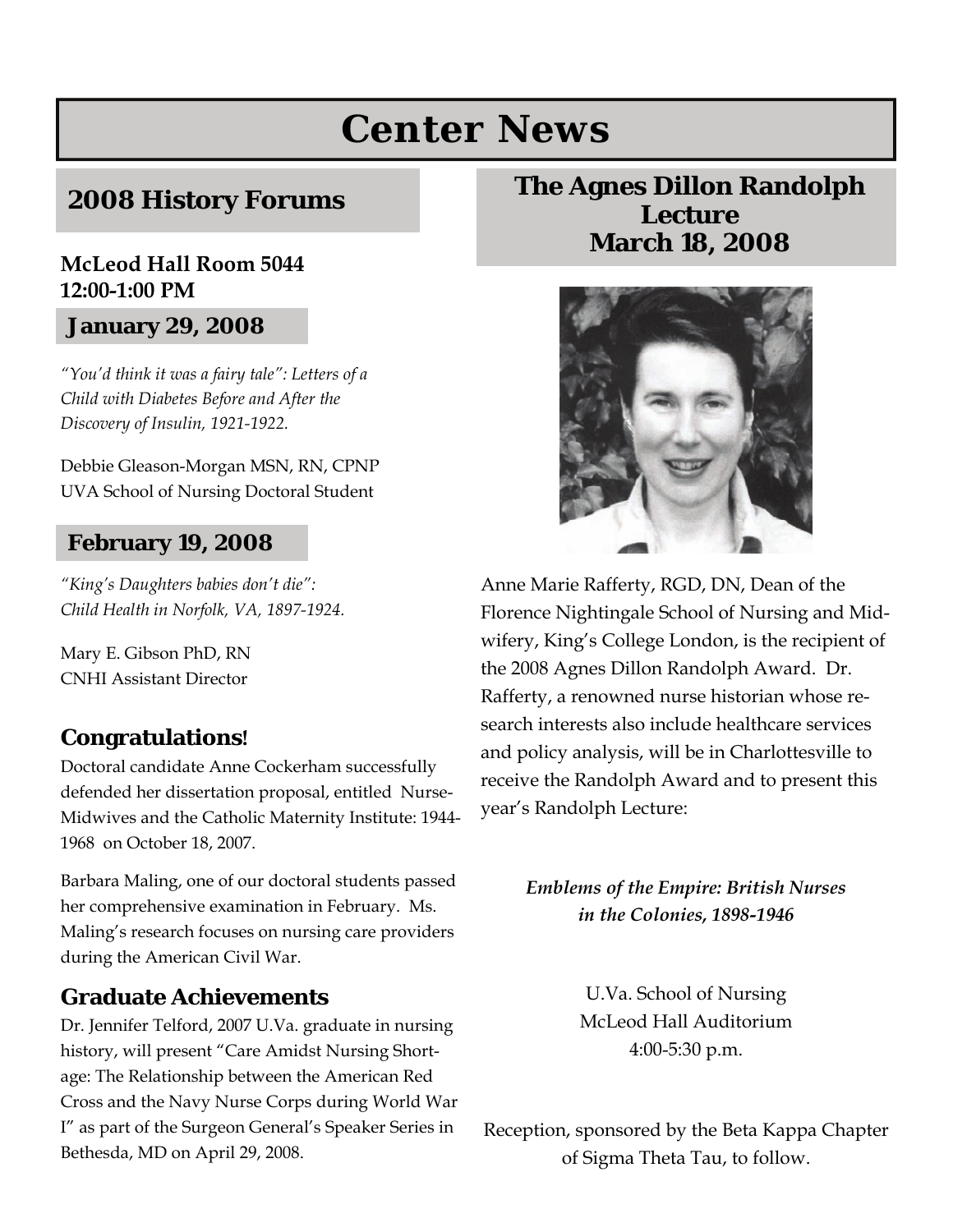# Center News

## 2008 History Forums

**McLeod Hall Room 5044**
**12:00-1:00 PM**

### January 29, 2008

*"You'd think it was a fairy tale": Letters of a Child with Diabetes Before and After the Discovery of Insulin, 1921-1922.*

Debbie Gleason-Morgan MSN, RN, CPNP
UVA School of Nursing Doctoral Student

### February 19, 2008

*"King's Daughters babies don't die": Child Health in Norfolk, VA, 1897-1924.*

Mary E. Gibson PhD, RN
CNHI Assistant Director

### Congratulations!

Doctoral candidate Anne Cockerham successfully defended her dissertation proposal, entitled Nurse-Midwives and the Catholic Maternity Institute: 1944-1968 on October 18, 2007.

Barbara Maling, one of our doctoral students passed her comprehensive examination in February. Ms. Maling's research focuses on nursing care providers during the American Civil War.

### Graduate Achievements

Dr. Jennifer Telford, 2007 U.Va. graduate in nursing history, will present "Care Amidst Nursing Shortage: The Relationship between the American Red Cross and the Navy Nurse Corps during World War I" as part of the Surgeon General's Speaker Series in Bethesda, MD on April 29, 2008.

## The Agnes Dillon Randolph Lecture March 18, 2008

Anne Marie Rafferty, RGD, DN, Dean of the Florence Nightingale School of Nursing and Midwifery, King's College London, is the recipient of the 2008 Agnes Dillon Randolph Award. Dr. Rafferty, a renowned nurse historian whose research interests also include healthcare services and policy analysis, will be in Charlottesville to receive the Randolph Award and to present this year's Randolph Lecture:

***Emblems of the Empire: British Nurses in the Colonies, 1898-1946***

U.Va. School of Nursing
McLeod Hall Auditorium
4:00-5:30 p.m.

Reception, sponsored by the Beta Kappa Chapter of Sigma Theta Tau, to follow.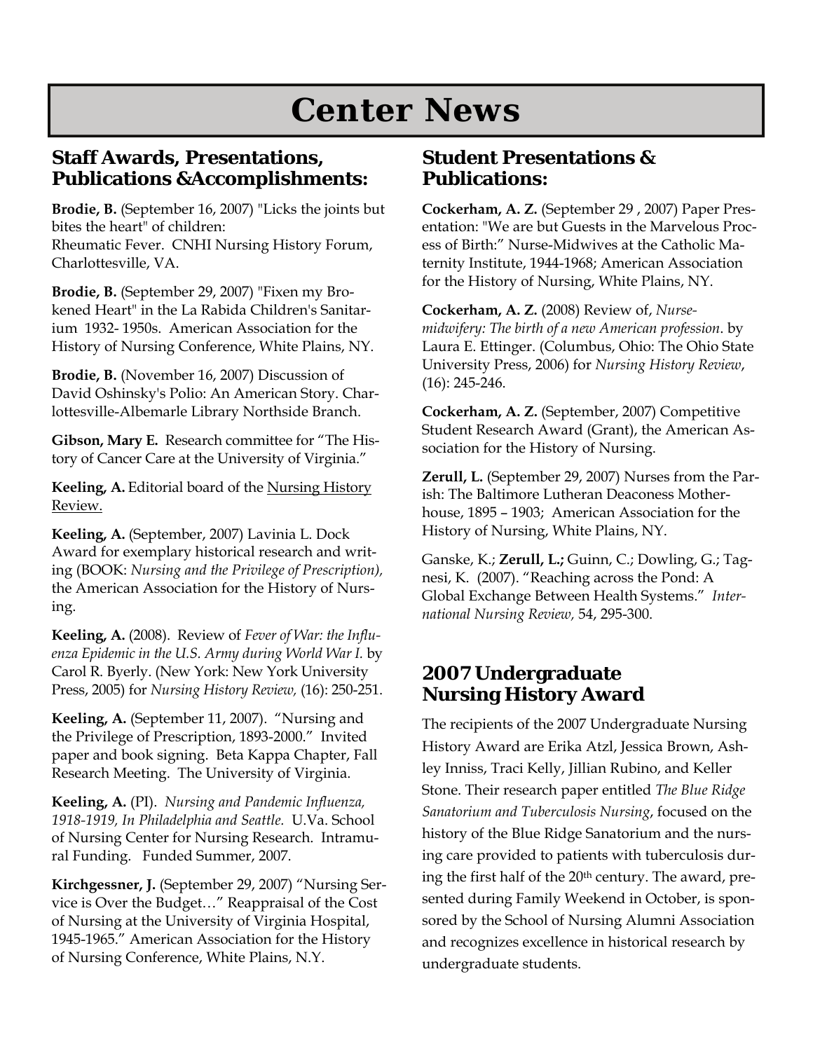# Center News

## Staff Awards, Presentations, Publications &Accomplishments:

**Brodie, B.** (September 16, 2007) "Licks the joints but bites the heart" of children: Rheumatic Fever. CNHI Nursing History Forum, Charlottesville, VA.

**Brodie, B.** (September 29, 2007) "Fixen my Brokened Heart" in the La Rabida Children's Sanitarium 1932- 1950s. American Association for the History of Nursing Conference, White Plains, NY.

**Brodie, B.** (November 16, 2007) Discussion of David Oshinsky's Polio: An American Story. Charlottesville-Albemarle Library Northside Branch.

**Gibson, Mary E.** Research committee for "The History of Cancer Care at the University of Virginia."

**Keeling, A.** Editorial board of the Nursing History Review.

**Keeling, A.** (September, 2007) Lavinia L. Dock Award for exemplary historical research and writing (BOOK: *Nursing and the Privilege of Prescription),* the American Association for the History of Nursing.

**Keeling, A.** (2008). Review of *Fever of War: the Influenza Epidemic in the U.S. Army during World War I.* by Carol R. Byerly. (New York: New York University Press, 2005) for *Nursing History Review,* (16): 250-251.

**Keeling, A.** (September 11, 2007). "Nursing and the Privilege of Prescription, 1893-2000." Invited paper and book signing. Beta Kappa Chapter, Fall Research Meeting. The University of Virginia.

**Keeling, A.** (PI). *Nursing and Pandemic Influenza, 1918-1919, In Philadelphia and Seattle.* U.Va. School of Nursing Center for Nursing Research. Intramural Funding. Funded Summer, 2007.

**Kirchgessner, J.** (September 29, 2007) "Nursing Service is Over the Budget…" Reappraisal of the Cost of Nursing at the University of Virginia Hospital, 1945-1965." American Association for the History of Nursing Conference, White Plains, N.Y.

## Student Presentations & Publications:

**Cockerham, A. Z.** (September 29 , 2007) Paper Presentation: "We are but Guests in the Marvelous Process of Birth:" Nurse-Midwives at the Catholic Maternity Institute, 1944-1968; American Association for the History of Nursing, White Plains, NY.

**Cockerham, A. Z.** (2008) Review of, *Nurse-midwifery: The birth of a new American profession*. by Laura E. Ettinger. (Columbus, Ohio: The Ohio State University Press, 2006) for *Nursing History Review*, (16): 245-246.

**Cockerham, A. Z.** (September, 2007) Competitive Student Research Award (Grant), the American Association for the History of Nursing.

**Zerull, L.** (September 29, 2007) Nurses from the Parish: The Baltimore Lutheran Deaconess Motherhouse, 1895 – 1903; American Association for the History of Nursing, White Plains, NY.

Ganske, K.; **Zerull, L.;** Guinn, C.; Dowling, G.; Tagnesi, K. (2007). "Reaching across the Pond: A Global Exchange Between Health Systems." *International Nursing Review,* 54, 295-300.

## 2007 Undergraduate Nursing History Award

The recipients of the 2007 Undergraduate Nursing History Award are Erika Atzl, Jessica Brown, Ashley Inniss, Traci Kelly, Jillian Rubino, and Keller Stone. Their research paper entitled *The Blue Ridge Sanatorium and Tuberculosis Nursing*, focused on the history of the Blue Ridge Sanatorium and the nursing care provided to patients with tuberculosis during the first half of the 20th century. The award, presented during Family Weekend in October, is sponsored by the School of Nursing Alumni Association and recognizes excellence in historical research by undergraduate students.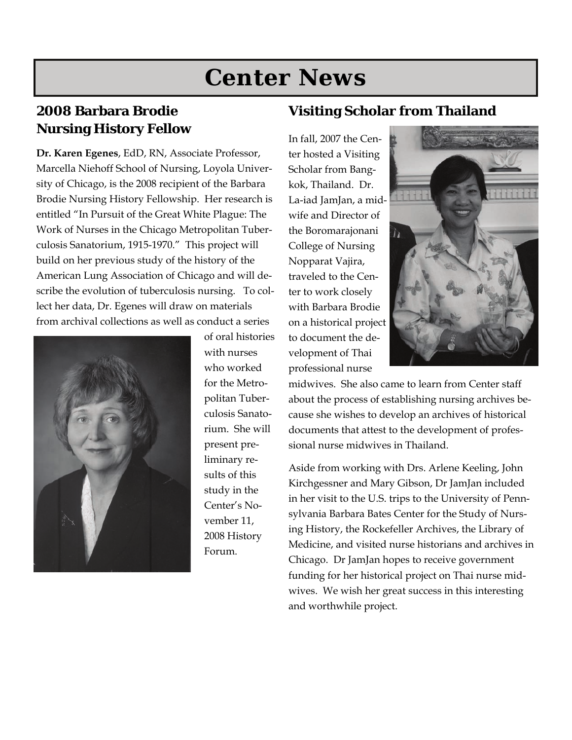# Center News

## 2008 Barbara Brodie Nursing History Fellow

**Dr. Karen Egenes**, EdD, RN, Associate Professor, Marcella Niehoff School of Nursing, Loyola University of Chicago, is the 2008 recipient of the Barbara Brodie Nursing History Fellowship. Her research is entitled "In Pursuit of the Great White Plague: The Work of Nurses in the Chicago Metropolitan Tuberculosis Sanatorium, 1915-1970." This project will build on her previous study of the history of the American Lung Association of Chicago and will describe the evolution of tuberculosis nursing. To collect her data, Dr. Egenes will draw on materials from archival collections as well as conduct a series of oral histories with nurses who worked for the Metropolitan Tuberculosis Sanatorium. She will present preliminary results of this study in the Center's November 11, 2008 History Forum.

## Visiting Scholar from Thailand

In fall, 2007 the Center hosted a Visiting Scholar from Bangkok, Thailand. Dr. La-iad JamJan, a midwife and Director of the Boromarajonani College of Nursing Nopparat Vajira, traveled to the Center to work closely with Barbara Brodie on a historical project to document the development of Thai professional nurse midwives. She also came to learn from Center staff about the process of establishing nursing archives because she wishes to develop an archives of historical documents that attest to the development of professional nurse midwives in Thailand.

Aside from working with Drs. Arlene Keeling, John Kirchgessner and Mary Gibson, Dr JamJan included in her visit to the U.S. trips to the University of Pennsylvania Barbara Bates Center for the Study of Nursing History, the Rockefeller Archives, the Library of Medicine, and visited nurse historians and archives in Chicago. Dr JamJan hopes to receive government funding for her historical project on Thai nurse midwives. We wish her great success in this interesting and worthwhile project.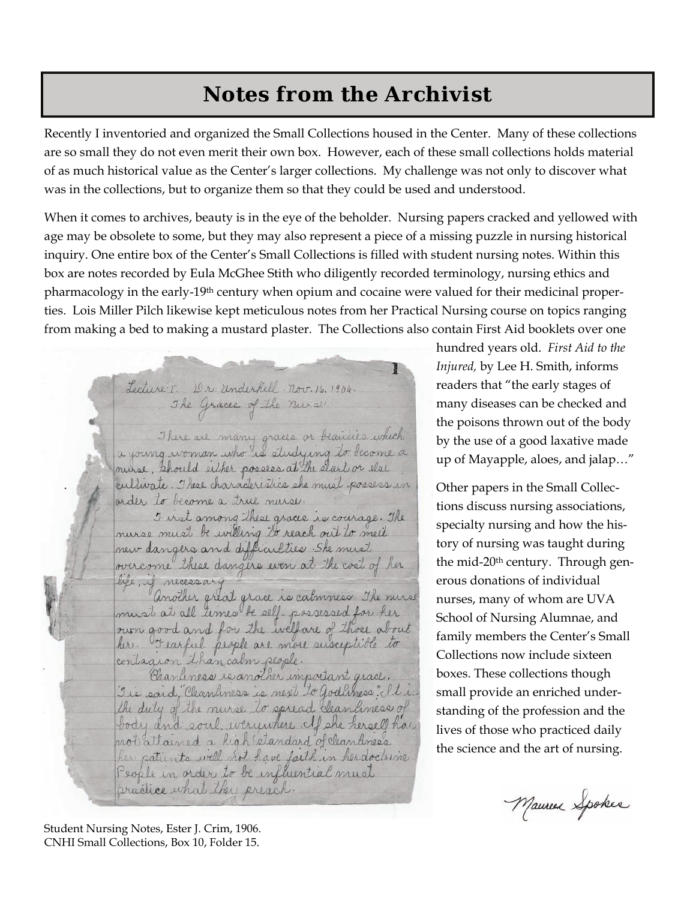# Notes from the Archivist

Recently I inventoried and organized the Small Collections housed in the Center. Many of these collections are so small they do not even merit their own box. However, each of these small collections holds material of as much historical value as the Center's larger collections. My challenge was not only to discover what was in the collections, but to organize them so that they could be used and understood.

When it comes to archives, beauty is in the eye of the beholder. Nursing papers cracked and yellowed with age may be obsolete to some, but they may also represent a piece of a missing puzzle in nursing historical inquiry. One entire box of the Center's Small Collections is filled with student nursing notes. Within this box are notes recorded by Eula McGhee Stith who diligently recorded terminology, nursing ethics and pharmacology in the early-19th century when opium and cocaine were valued for their medicinal properties. Lois Miller Pilch likewise kept meticulous notes from her Practical Nursing course on topics ranging from making a bed to making a mustard plaster. The Collections also contain First Aid booklets over one hundred years old. *First Aid to the Injured,* by Lee H. Smith, informs readers that "the early stages of many diseases can be checked and the poisons thrown out of the body by the use of a good laxative made up of Mayapple, aloes, and jalap…"

Other papers in the Small Collections discuss nursing associations, specialty nursing and how the history of nursing was taught during the mid-20th century. Through generous donations of individual nurses, many of whom are UVA School of Nursing Alumnae, and family members the Center's Small Collections now include sixteen boxes. These collections though small provide an enriched understanding of the profession and the lives of those who practiced daily the science and the art of nursing.

Maureen Spokes

Lecture I. Dr. Underhill. Nov. 16. 1906.
The Graces of the Nurse

There are many graces or beauties which a young woman who is studying to become a nurse, should either possess at the start or else cultivate. These characteristics she must possess in order to become a true nurse.

First among these graces is courage. The nurse must be willing to reach out to meet new dangers and difficulties. She must overcome these dangers even at the cost of her life, if necessary.

Another great grace is calmness. The nurse must at all times be self-possessed for her own good and for the welfare of those about her. Fearful people are more susceptible to contagion than calm people.

Cleanliness is another important grace. 'Tis said, "Cleanliness is next to Godliness". It is the duty of the nurse to spread cleanliness of body and soul everywhere. If she herself has not attained a high standard of cleanliness her patients will not have faith in her doctrine. People in order to be influential must practice what they preach.

Student Nursing Notes, Ester J. Crim, 1906.
CNHI Small Collections, Box 10, Folder 15.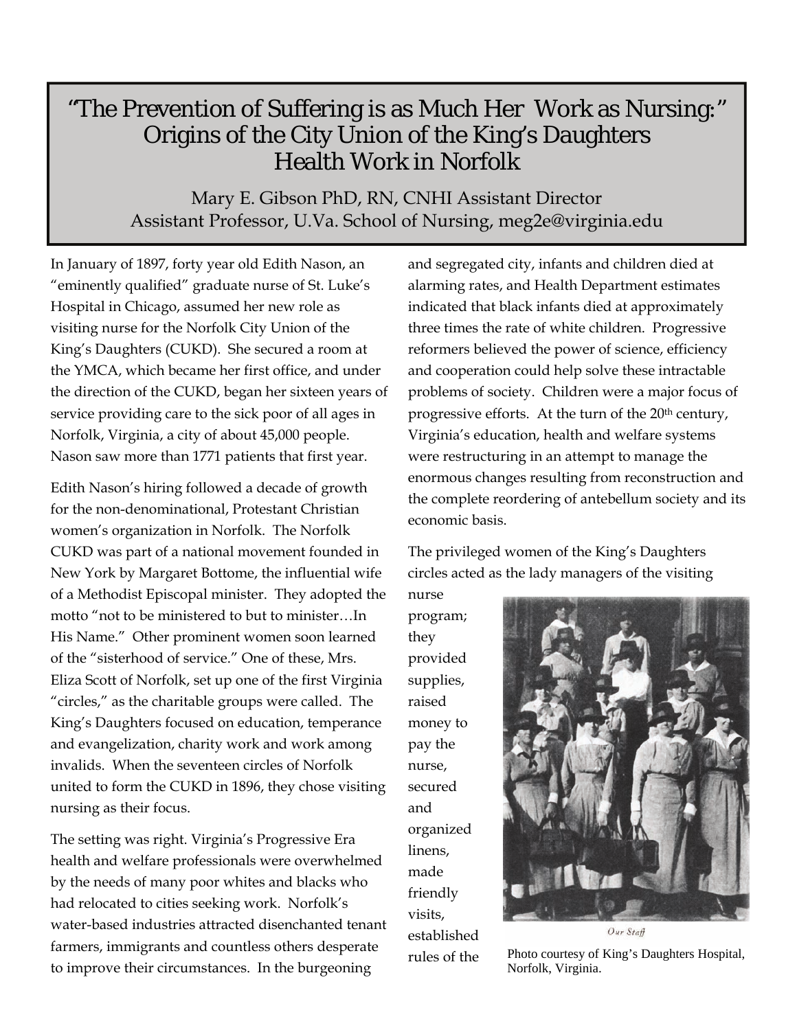# "The Prevention of Suffering is as Much Her Work as Nursing:" Origins of the City Union of the King's Daughters Health Work in Norfolk

Mary E. Gibson PhD, RN, CNHI Assistant Director
Assistant Professor, U.Va. School of Nursing, meg2e@virginia.edu

In January of 1897, forty year old Edith Nason, an "eminently qualified" graduate nurse of St. Luke's Hospital in Chicago, assumed her new role as visiting nurse for the Norfolk City Union of the King's Daughters (CUKD). She secured a room at the YMCA, which became her first office, and under the direction of the CUKD, began her sixteen years of service providing care to the sick poor of all ages in Norfolk, Virginia, a city of about 45,000 people. Nason saw more than 1771 patients that first year.

Edith Nason's hiring followed a decade of growth for the non-denominational, Protestant Christian women's organization in Norfolk. The Norfolk CUKD was part of a national movement founded in New York by Margaret Bottome, the influential wife of a Methodist Episcopal minister. They adopted the motto "not to be ministered to but to minister…In His Name." Other prominent women soon learned of the "sisterhood of service." One of these, Mrs. Eliza Scott of Norfolk, set up one of the first Virginia "circles," as the charitable groups were called. The King's Daughters focused on education, temperance and evangelization, charity work and work among invalids. When the seventeen circles of Norfolk united to form the CUKD in 1896, they chose visiting nursing as their focus.

The setting was right. Virginia's Progressive Era health and welfare professionals were overwhelmed by the needs of many poor whites and blacks who had relocated to cities seeking work. Norfolk's water-based industries attracted disenchanted tenant farmers, immigrants and countless others desperate to improve their circumstances. In the burgeoning and segregated city, infants and children died at alarming rates, and Health Department estimates indicated that black infants died at approximately three times the rate of white children. Progressive reformers believed the power of science, efficiency and cooperation could help solve these intractable problems of society. Children were a major focus of progressive efforts. At the turn of the 20th century, Virginia's education, health and welfare systems were restructuring in an attempt to manage the enormous changes resulting from reconstruction and the complete reordering of antebellum society and its economic basis.

The privileged women of the King's Daughters circles acted as the lady managers of the visiting nurse program; they provided supplies, raised money to pay the nurse, secured and organized linens, made friendly visits, established rules of the

Our Staff

Photo courtesy of King's Daughters Hospital, Norfolk, Virginia.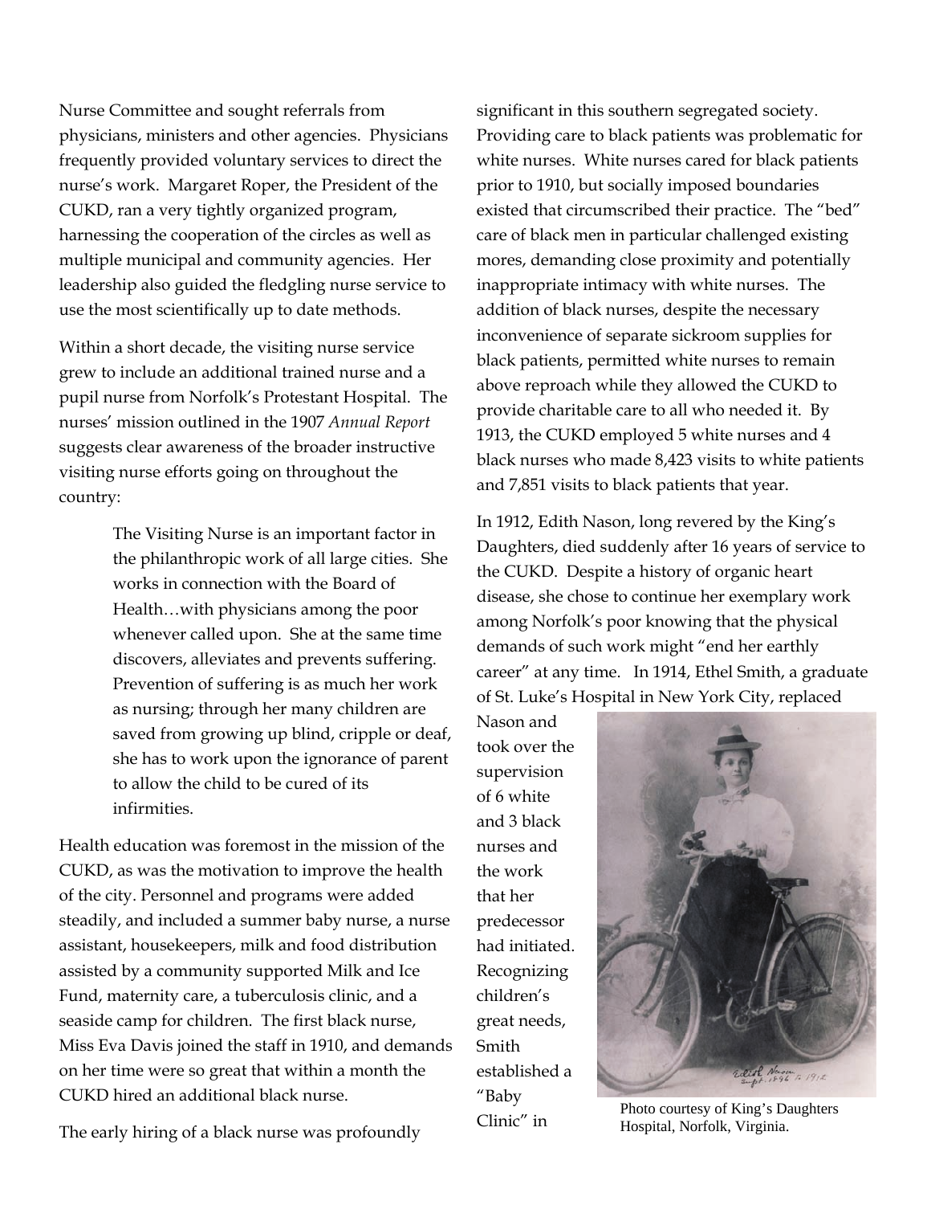Nurse Committee and sought referrals from physicians, ministers and other agencies. Physicians frequently provided voluntary services to direct the nurse's work. Margaret Roper, the President of the CUKD, ran a very tightly organized program, harnessing the cooperation of the circles as well as multiple municipal and community agencies. Her leadership also guided the fledgling nurse service to use the most scientifically up to date methods.

Within a short decade, the visiting nurse service grew to include an additional trained nurse and a pupil nurse from Norfolk's Protestant Hospital. The nurses' mission outlined in the 1907 *Annual Report* suggests clear awareness of the broader instructive visiting nurse efforts going on throughout the country:

> The Visiting Nurse is an important factor in the philanthropic work of all large cities. She works in connection with the Board of Health…with physicians among the poor whenever called upon. She at the same time discovers, alleviates and prevents suffering. Prevention of suffering is as much her work as nursing; through her many children are saved from growing up blind, cripple or deaf, she has to work upon the ignorance of parent to allow the child to be cured of its infirmities.

Health education was foremost in the mission of the CUKD, as was the motivation to improve the health of the city. Personnel and programs were added steadily, and included a summer baby nurse, a nurse assistant, housekeepers, milk and food distribution assisted by a community supported Milk and Ice Fund, maternity care, a tuberculosis clinic, and a seaside camp for children. The first black nurse, Miss Eva Davis joined the staff in 1910, and demands on her time were so great that within a month the CUKD hired an additional black nurse.

The early hiring of a black nurse was profoundly significant in this southern segregated society. Providing care to black patients was problematic for white nurses. White nurses cared for black patients prior to 1910, but socially imposed boundaries existed that circumscribed their practice. The "bed" care of black men in particular challenged existing mores, demanding close proximity and potentially inappropriate intimacy with white nurses. The addition of black nurses, despite the necessary inconvenience of separate sickroom supplies for black patients, permitted white nurses to remain above reproach while they allowed the CUKD to provide charitable care to all who needed it. By 1913, the CUKD employed 5 white nurses and 4 black nurses who made 8,423 visits to white patients and 7,851 visits to black patients that year.

In 1912, Edith Nason, long revered by the King's Daughters, died suddenly after 16 years of service to the CUKD. Despite a history of organic heart disease, she chose to continue her exemplary work among Norfolk's poor knowing that the physical demands of such work might "end her earthly career" at any time. In 1914, Ethel Smith, a graduate of St. Luke's Hospital in New York City, replaced Nason and took over the supervision of 6 white and 3 black nurses and the work that her predecessor had initiated. Recognizing children's great needs, Smith established a "Baby Clinic" in

Photo courtesy of King's Daughters Hospital, Norfolk, Virginia.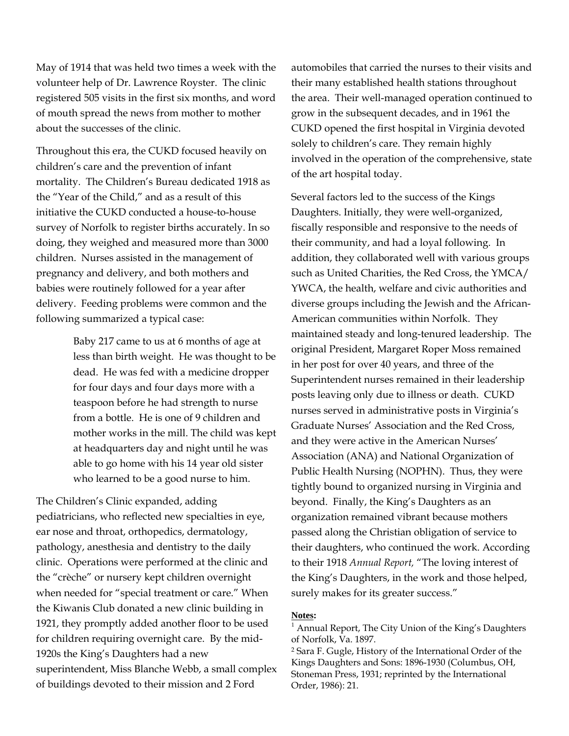May of 1914 that was held two times a week with the volunteer help of Dr. Lawrence Royster. The clinic registered 505 visits in the first six months, and word of mouth spread the news from mother to mother about the successes of the clinic.

Throughout this era, the CUKD focused heavily on children's care and the prevention of infant mortality. The Children's Bureau dedicated 1918 as the "Year of the Child," and as a result of this initiative the CUKD conducted a house-to-house survey of Norfolk to register births accurately. In so doing, they weighed and measured more than 3000 children. Nurses assisted in the management of pregnancy and delivery, and both mothers and babies were routinely followed for a year after delivery. Feeding problems were common and the following summarized a typical case:

> Baby 217 came to us at 6 months of age at less than birth weight. He was thought to be dead. He was fed with a medicine dropper for four days and four days more with a teaspoon before he had strength to nurse from a bottle. He is one of 9 children and mother works in the mill. The child was kept at headquarters day and night until he was able to go home with his 14 year old sister who learned to be a good nurse to him.

The Children's Clinic expanded, adding pediatricians, who reflected new specialties in eye, ear nose and throat, orthopedics, dermatology, pathology, anesthesia and dentistry to the daily clinic. Operations were performed at the clinic and the "crèche" or nursery kept children overnight when needed for "special treatment or care." When the Kiwanis Club donated a new clinic building in 1921, they promptly added another floor to be used for children requiring overnight care. By the mid-1920s the King's Daughters had a new superintendent, Miss Blanche Webb, a small complex of buildings devoted to their mission and 2 Ford automobiles that carried the nurses to their visits and their many established health stations throughout the area. Their well-managed operation continued to grow in the subsequent decades, and in 1961 the CUKD opened the first hospital in Virginia devoted solely to children's care. They remain highly involved in the operation of the comprehensive, state of the art hospital today.

Several factors led to the success of the Kings Daughters. Initially, they were well-organized, fiscally responsible and responsive to the needs of their community, and had a loyal following. In addition, they collaborated well with various groups such as United Charities, the Red Cross, the YMCA/ YWCA, the health, welfare and civic authorities and diverse groups including the Jewish and the African-American communities within Norfolk. They maintained steady and long-tenured leadership. The original President, Margaret Roper Moss remained in her post for over 40 years, and three of the Superintendent nurses remained in their leadership posts leaving only due to illness or death. CUKD nurses served in administrative posts in Virginia's Graduate Nurses' Association and the Red Cross, and they were active in the American Nurses' Association (ANA) and National Organization of Public Health Nursing (NOPHN). Thus, they were tightly bound to organized nursing in Virginia and beyond. Finally, the King's Daughters as an organization remained vibrant because mothers passed along the Christian obligation of service to their daughters, who continued the work. According to their 1918 *Annual Report,* "The loving interest of the King's Daughters, in the work and those helped, surely makes for its greater success."

**Notes:**

[1] Annual Report, The City Union of the King's Daughters of Norfolk, Va. 1897.

[2] Sara F. Gugle, History of the International Order of the Kings Daughters and Sons: 1896-1930 (Columbus, OH, Stoneman Press, 1931; reprinted by the International Order, 1986): 21.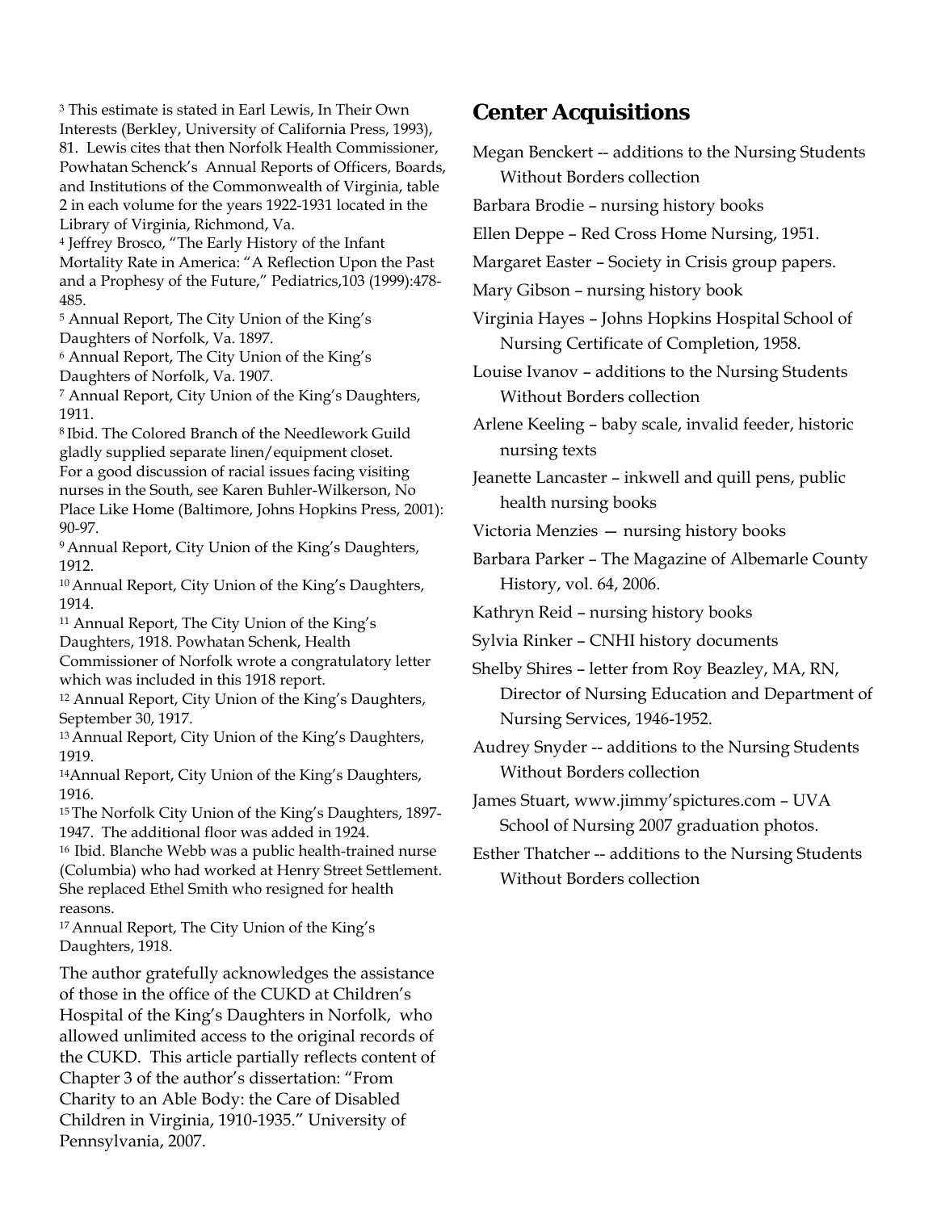[3] This estimate is stated in Earl Lewis, In Their Own Interests (Berkley, University of California Press, 1993), 81. Lewis cites that then Norfolk Health Commissioner, Powhatan Schenck's Annual Reports of Officers, Boards, and Institutions of the Commonwealth of Virginia, table 2 in each volume for the years 1922-1931 located in the Library of Virginia, Richmond, Va.

[4] Jeffrey Brosco, "The Early History of the Infant Mortality Rate in America: "A Reflection Upon the Past and a Prophesy of the Future," Pediatrics,103 (1999):478-485.

[5] Annual Report, The City Union of the King's Daughters of Norfolk, Va. 1897.

[6] Annual Report, The City Union of the King's Daughters of Norfolk, Va. 1907.

[7] Annual Report, City Union of the King's Daughters, 1911.

[8] Ibid. The Colored Branch of the Needlework Guild gladly supplied separate linen/equipment closet. For a good discussion of racial issues facing visiting nurses in the South, see Karen Buhler-Wilkerson, No Place Like Home (Baltimore, Johns Hopkins Press, 2001): 90-97.

[9] Annual Report, City Union of the King's Daughters, 1912.

[10] Annual Report, City Union of the King's Daughters, 1914.

[11] Annual Report, The City Union of the King's Daughters, 1918. Powhatan Schenk, Health Commissioner of Norfolk wrote a congratulatory letter which was included in this 1918 report.

[12] Annual Report, City Union of the King's Daughters, September 30, 1917.

[13] Annual Report, City Union of the King's Daughters, 1919.

[14] Annual Report, City Union of the King's Daughters, 1916.

[15] The Norfolk City Union of the King's Daughters, 1897-1947. The additional floor was added in 1924.

[16] Ibid. Blanche Webb was a public health-trained nurse (Columbia) who had worked at Henry Street Settlement. She replaced Ethel Smith who resigned for health reasons.

[17] Annual Report, The City Union of the King's Daughters, 1918.

The author gratefully acknowledges the assistance of those in the office of the CUKD at Children's Hospital of the King's Daughters in Norfolk, who allowed unlimited access to the original records of the CUKD. This article partially reflects content of Chapter 3 of the author's dissertation: "From Charity to an Able Body: the Care of Disabled Children in Virginia, 1910-1935." University of Pennsylvania, 2007.

## Center Acquisitions

Megan Benckert -- additions to the Nursing Students Without Borders collection

Barbara Brodie – nursing history books

Ellen Deppe – Red Cross Home Nursing, 1951.

Margaret Easter – Society in Crisis group papers.

Mary Gibson – nursing history book

Virginia Hayes – Johns Hopkins Hospital School of Nursing Certificate of Completion, 1958.

Louise Ivanov – additions to the Nursing Students Without Borders collection

Arlene Keeling – baby scale, invalid feeder, historic nursing texts

Jeanette Lancaster – inkwell and quill pens, public health nursing books

Victoria Menzies — nursing history books

Barbara Parker – The Magazine of Albemarle County History, vol. 64, 2006.

Kathryn Reid – nursing history books

Sylvia Rinker – CNHI history documents

Shelby Shires – letter from Roy Beazley, MA, RN, Director of Nursing Education and Department of Nursing Services, 1946-1952.

Audrey Snyder -- additions to the Nursing Students Without Borders collection

James Stuart, www.jimmy'spictures.com – UVA School of Nursing 2007 graduation photos.

Esther Thatcher -- additions to the Nursing Students Without Borders collection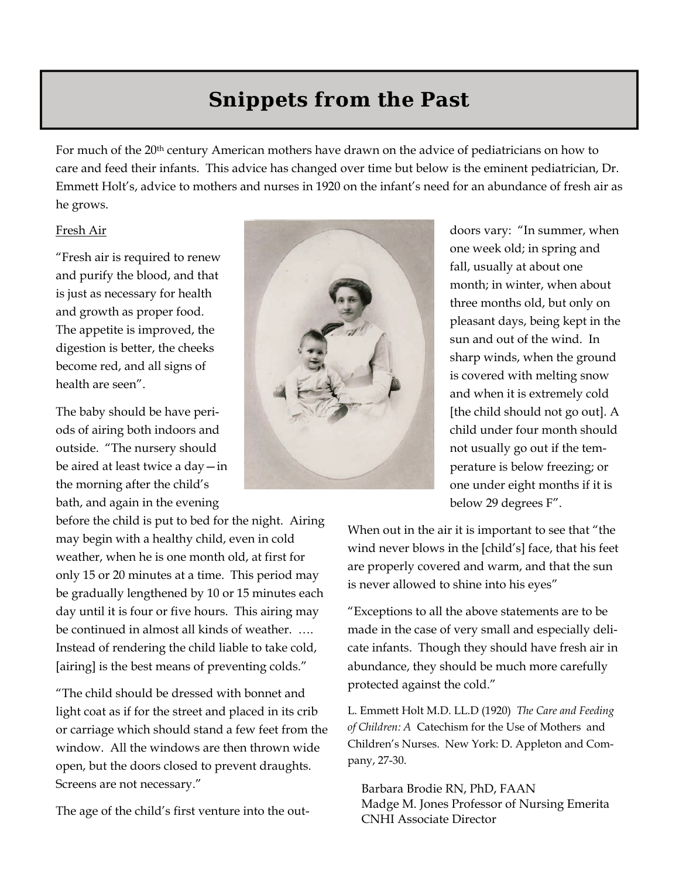# Snippets from the Past

For much of the 20th century American mothers have drawn on the advice of pediatricians on how to care and feed their infants. This advice has changed over time but below is the eminent pediatrician, Dr. Emmett Holt's, advice to mothers and nurses in 1920 on the infant's need for an abundance of fresh air as he grows.

Fresh Air

"Fresh air is required to renew and purify the blood, and that is just as necessary for health and growth as proper food. The appetite is improved, the digestion is better, the cheeks become red, and all signs of health are seen".

The baby should be have periods of airing both indoors and outside. "The nursery should be aired at least twice a day—in the morning after the child's bath, and again in the evening before the child is put to bed for the night. Airing may begin with a healthy child, even in cold weather, when he is one month old, at first for only 15 or 20 minutes at a time. This period may be gradually lengthened by 10 or 15 minutes each day until it is four or five hours. This airing may be continued in almost all kinds of weather. …. Instead of rendering the child liable to take cold, [airing] is the best means of preventing colds."

"The child should be dressed with bonnet and light coat as if for the street and placed in its crib or carriage which should stand a few feet from the window. All the windows are then thrown wide open, but the doors closed to prevent draughts. Screens are not necessary."

The age of the child's first venture into the outdoors vary: "In summer, when one week old; in spring and fall, usually at about one month; in winter, when about three months old, but only on pleasant days, being kept in the sun and out of the wind. In sharp winds, when the ground is covered with melting snow and when it is extremely cold [the child should not go out]. A child under four month should not usually go out if the temperature is below freezing; or one under eight months if it is below 29 degrees F".

When out in the air it is important to see that "the wind never blows in the [child's] face, that his feet are properly covered and warm, and that the sun is never allowed to shine into his eyes"

"Exceptions to all the above statements are to be made in the case of very small and especially delicate infants. Though they should have fresh air in abundance, they should be much more carefully protected against the cold."

L. Emmett Holt M.D. LL.D (1920) *The Care and Feeding of Children: A* Catechism for the Use of Mothers and Children's Nurses. New York: D. Appleton and Company, 27-30.

Barbara Brodie RN, PhD, FAAN
Madge M. Jones Professor of Nursing Emerita
CNHI Associate Director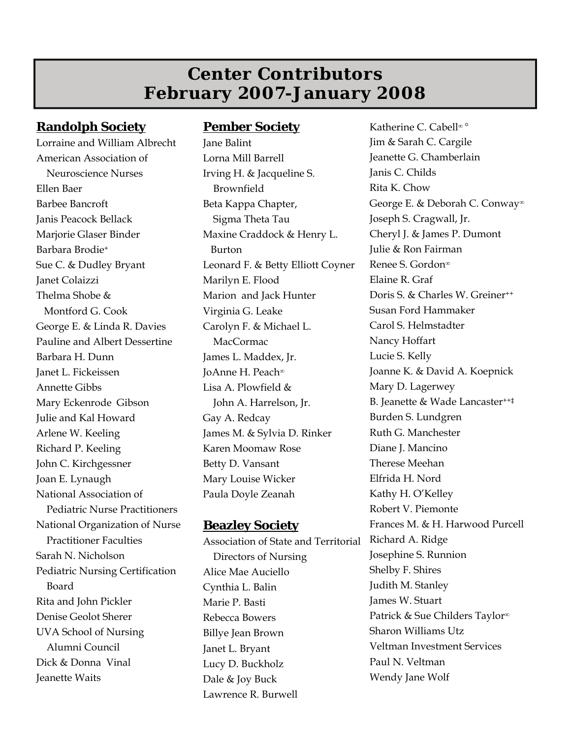# Center Contributors
# February 2007-January 2008

## Randolph Society

Lorraine and William Albrecht
American Association of Neuroscience Nurses
Ellen Baer
Barbee Bancroft
Janis Peacock Bellack
Marjorie Glaser Binder
Barbara Brodie+
Sue C. & Dudley Bryant
Janet Colaizzi
Thelma Shobe & Montford G. Cook
George E. & Linda R. Davies
Pauline and Albert Dessertine
Barbara H. Dunn
Janet L. Fickeissen
Annette Gibbs
Mary Eckenrode Gibson
Julie and Kal Howard
Arlene W. Keeling
Richard P. Keeling
John C. Kirchgessner
Joan E. Lynaugh
National Association of Pediatric Nurse Practitioners
National Organization of Nurse Practitioner Faculties
Sarah N. Nicholson
Pediatric Nursing Certification Board
Rita and John Pickler
Denise Geolot Sherer
UVA School of Nursing Alumni Council
Dick & Donna Vinal
Jeanette Waits

## Pember Society

Jane Balint
Lorna Mill Barrell
Irving H. & Jacqueline S. Brownfield
Beta Kappa Chapter, Sigma Theta Tau
Maxine Craddock & Henry L. Burton
Leonard F. & Betty Elliott Coyner
Marilyn E. Flood
Marion and Jack Hunter
Virginia G. Leake
Carolyn F. & Michael L. MacCormac
James L. Maddex, Jr.
JoAnne H. Peach∞
Lisa A. Plowfield & John A. Harrelson, Jr.
Gay A. Redcay
James M. & Sylvia D. Rinker
Karen Moomaw Rose
Betty D. Vansant
Mary Louise Wicker
Paula Doyle Zeanah

## Beazley Society

Association of State and Territorial Directors of Nursing
Alice Mae Auciello
Cynthia L. Balin
Marie P. Basti
Rebecca Bowers
Billye Jean Brown
Janet L. Bryant
Lucy D. Buckholz
Dale & Joy Buck
Lawrence R. Burwell
Katherine C. Cabell∞ °
Jim & Sarah C. Cargile
Jeanette G. Chamberlain
Janis C. Childs
Rita K. Chow
George E. & Deborah C. Conway∞
Joseph S. Cragwall, Jr.
Cheryl J. & James P. Dumont
Julie & Ron Fairman
Renee S. Gordon∞
Elaine R. Graf
Doris S. & Charles W. Greiner++
Susan Ford Hammaker
Carol S. Helmstadter
Nancy Hoffart
Lucie S. Kelly
Joanne K. & David A. Koepnick
Mary D. Lagerwey
B. Jeanette & Wade Lancaster++‡
Burden S. Lundgren
Ruth G. Manchester
Diane J. Mancino
Therese Meehan
Elfrida H. Nord
Kathy H. O'Kelley
Robert V. Piemonte
Frances M. & H. Harwood Purcell
Richard A. Ridge
Josephine S. Runnion
Shelby F. Shires
Judith M. Stanley
James W. Stuart
Patrick & Sue Childers Taylor∞
Sharon Williams Utz
Veltman Investment Services
Paul N. Veltman
Wendy Jane Wolf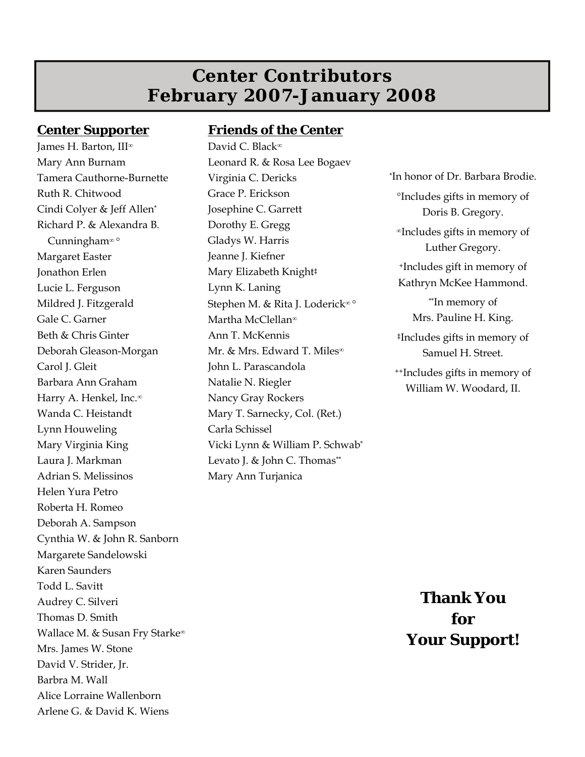# Center Contributors
# February 2007-January 2008

### Center Supporter

James H. Barton, III∞
Mary Ann Burnam
Tamera Cauthorne-Burnette
Ruth R. Chitwood
Cindi Colyer & Jeff Allen*
Richard P. & Alexandra B. Cunningham∞ °
Margaret Easter
Jonathon Erlen
Lucie L. Ferguson
Mildred J. Fitzgerald
Gale C. Garner
Beth & Chris Ginter
Deborah Gleason-Morgan
Carol J. Gleit
Barbara Ann Graham
Harry A. Henkel, Inc.∞
Wanda C. Heistandt
Lynn Houweling
Mary Virginia King
Laura J. Markman
Adrian S. Melissinos
Helen Yura Petro
Roberta H. Romeo
Deborah A. Sampson
Cynthia W. & John R. Sanborn
Margarete Sandelowski
Karen Saunders
Todd L. Savitt
Audrey C. Silveri
Thomas D. Smith
Wallace M. & Susan Fry Starke∞
Mrs. James W. Stone
David V. Strider, Jr.
Barbra M. Wall
Alice Lorraine Wallenborn
Arlene G. & David K. Wiens

### Friends of the Center

David C. Black∞
Leonard R. & Rosa Lee Bogaev
Virginia C. Dericks
Grace P. Erickson
Josephine C. Garrett
Dorothy E. Gregg
Gladys W. Harris
Jeanne J. Kiefner
Mary Elizabeth Knight‡
Lynn K. Laning
Stephen M. & Rita J. Loderick∞ °
Martha McClellan∞
Ann T. McKennis
Mr. & Mrs. Edward T. Miles∞
John L. Parascandola
Natalie N. Riegler
Nancy Gray Rockers
Mary T. Sarnecky, Col. (Ret.)
Carla Schissel
Vicki Lynn & William P. Schwab*
Levato J. & John C. Thomas**
Mary Ann Turjanica

*In honor of Dr. Barbara Brodie.

°Includes gifts in memory of Doris B. Gregory.

∞Includes gifts in memory of Luther Gregory.

+Includes gift in memory of Kathryn McKee Hammond.

**In memory of Mrs. Pauline H. King.

‡Includes gifts in memory of Samuel H. Street.

++Includes gifts in memory of William W. Woodard, II.

**Thank You for Your Support!**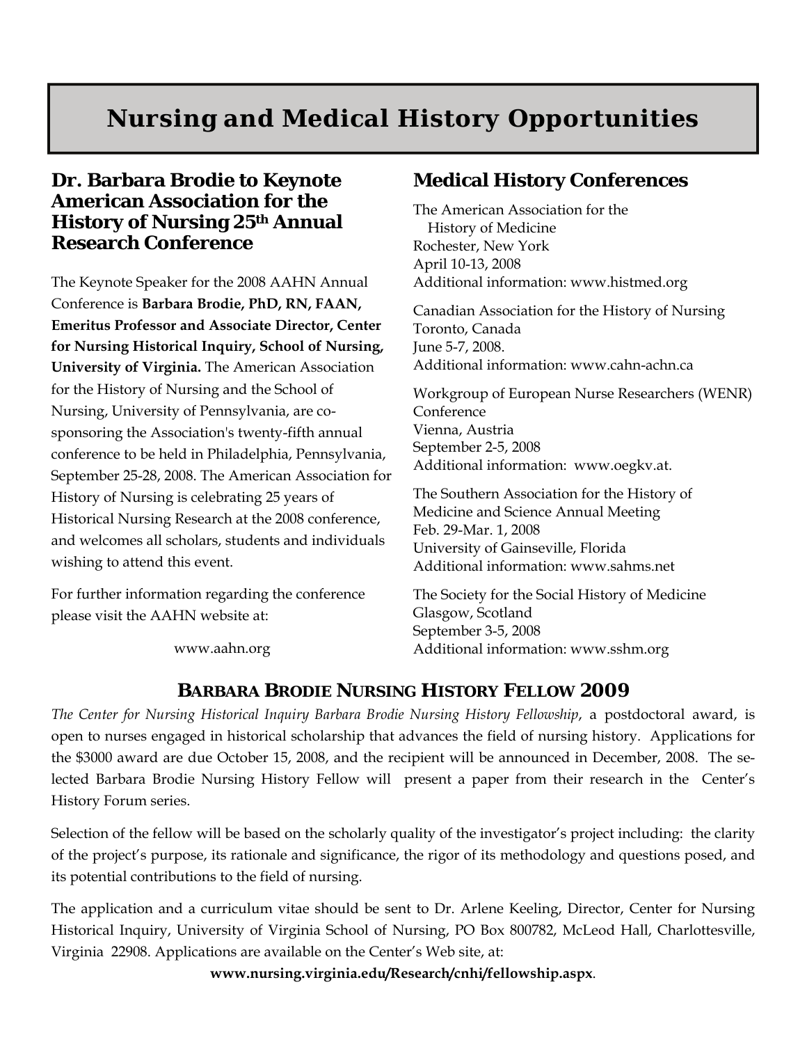# Nursing and Medical History Opportunities

## Dr. Barbara Brodie to Keynote American Association for the History of Nursing 25th Annual Research Conference

The Keynote Speaker for the 2008 AAHN Annual Conference is **Barbara Brodie, PhD, RN, FAAN, Emeritus Professor and Associate Director, Center for Nursing Historical Inquiry, School of Nursing, University of Virginia.** The American Association for the History of Nursing and the School of Nursing, University of Pennsylvania, are co-sponsoring the Association's twenty-fifth annual conference to be held in Philadelphia, Pennsylvania, September 25-28, 2008. The American Association for History of Nursing is celebrating 25 years of Historical Nursing Research at the 2008 conference, and welcomes all scholars, students and individuals wishing to attend this event.

For further information regarding the conference please visit the AAHN website at:

www.aahn.org

## Medical History Conferences

The American Association for the History of Medicine
Rochester, New York
April 10-13, 2008
Additional information: www.histmed.org

Canadian Association for the History of Nursing
Toronto, Canada
June 5-7, 2008.
Additional information: www.cahn-achn.ca

Workgroup of European Nurse Researchers (WENR) Conference
Vienna, Austria
September 2-5, 2008
Additional information: www.oegkv.at.

The Southern Association for the History of Medicine and Science Annual Meeting
Feb. 29-Mar. 1, 2008
University of Gainseville, Florida
Additional information: www.sahms.net

The Society for the Social History of Medicine
Glasgow, Scotland
September 3-5, 2008
Additional information: www.sshm.org

## Barbara Brodie Nursing History Fellow 2009

*The Center for Nursing Historical Inquiry Barbara Brodie Nursing History Fellowship*, a postdoctoral award, is open to nurses engaged in historical scholarship that advances the field of nursing history. Applications for the $3000 award are due October 15, 2008, and the recipient will be announced in December, 2008. The selected Barbara Brodie Nursing History Fellow will present a paper from their research in the Center's History Forum series.

Selection of the fellow will be based on the scholarly quality of the investigator's project including: the clarity of the project's purpose, its rationale and significance, the rigor of its methodology and questions posed, and its potential contributions to the field of nursing.

The application and a curriculum vitae should be sent to Dr. Arlene Keeling, Director, Center for Nursing Historical Inquiry, University of Virginia School of Nursing, PO Box 800782, McLeod Hall, Charlottesville, Virginia 22908. Applications are available on the Center's Web site, at:

**www.nursing.virginia.edu/Research/cnhi/fellowship.aspx**.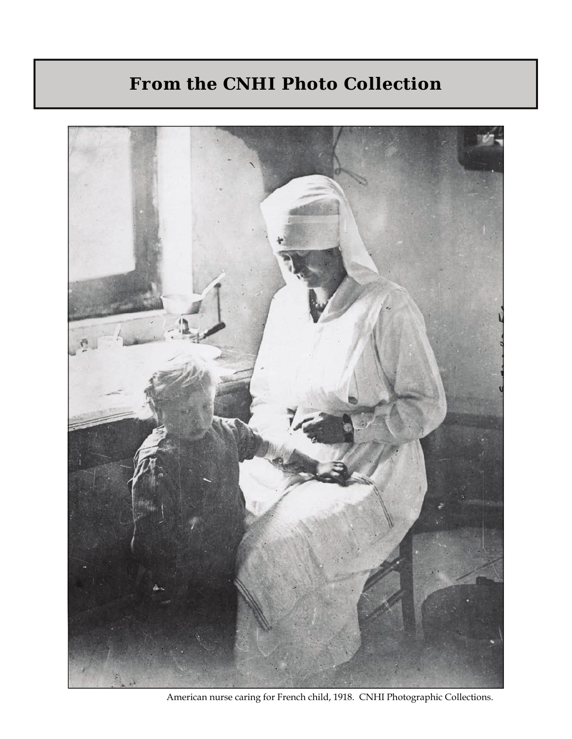## From the CNHI Photo Collection

American nurse caring for French child, 1918. CNHI Photographic Collections.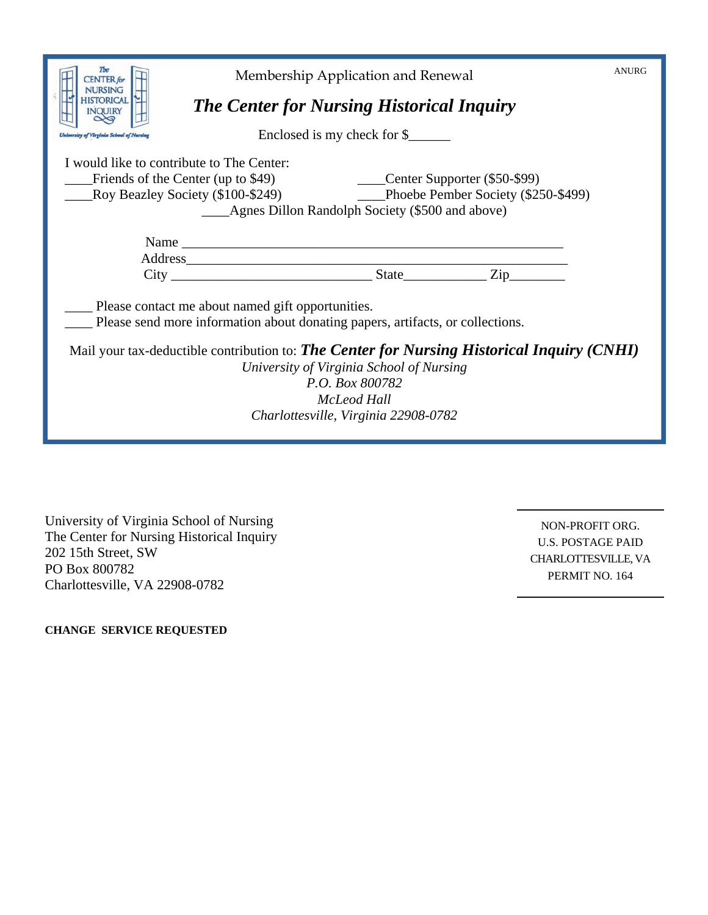Membership Application and Renewal

ANURG

## *The Center for Nursing Historical Inquiry*

Enclosed is my check for $______

I would like to contribute to The Center:

____Friends of the Center (up to $49)

____Center Supporter ($50-$99)

____Roy Beazley Society ($100-$249)

____Phoebe Pember Society ($250-$499)

____Agnes Dillon Randolph Society ($500 and above)

Name ________________________________________________________

Address________________________________________________________

City ______________________________ State____________ Zip________

____ Please contact me about named gift opportunities.

____ Please send more information about donating papers, artifacts, or collections.

Mail your tax-deductible contribution to: ***The Center for Nursing Historical Inquiry (CNHI)***

*University of Virginia School of Nursing*
*P.O. Box 800782*
*McLeod Hall*
*Charlottesville, Virginia 22908-0782*

University of Virginia School of Nursing
The Center for Nursing Historical Inquiry
202 15th Street, SW
PO Box 800782
Charlottesville, VA 22908-0782

NON-PROFIT ORG.
U.S. POSTAGE PAID
CHARLOTTESVILLE, VA
PERMIT NO. 164

**CHANGE SERVICE REQUESTED**